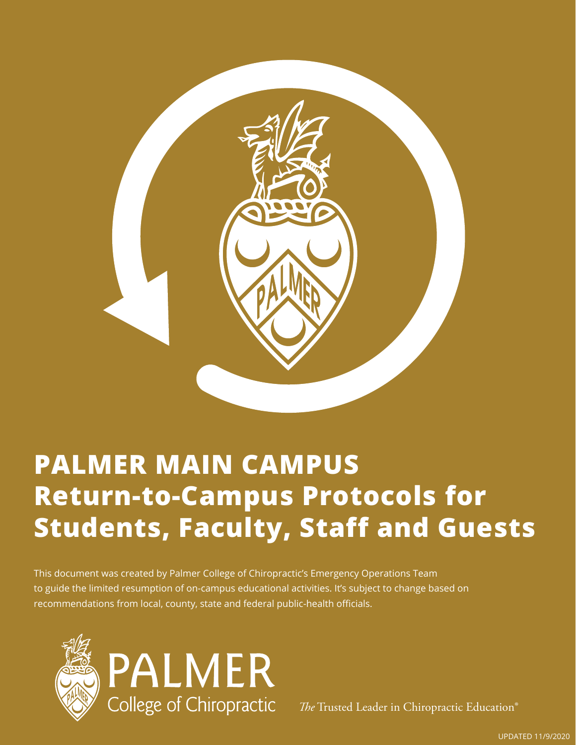# PALMER MAIN CAMPUS Return-to-Campus Protocols for Students, Faculty, Staff and Guests

This document was created by Palmer College of Chiropractic's Emergency Operations Team to guide the limited resumption of on-campus educational activities. It's subject to change based on recommendations from local, county, state and federal public-health officials.

PALMER College of Chiropractic

*The* Trusted Leader in Chiropractic Education®

UPDATED 11/9/2020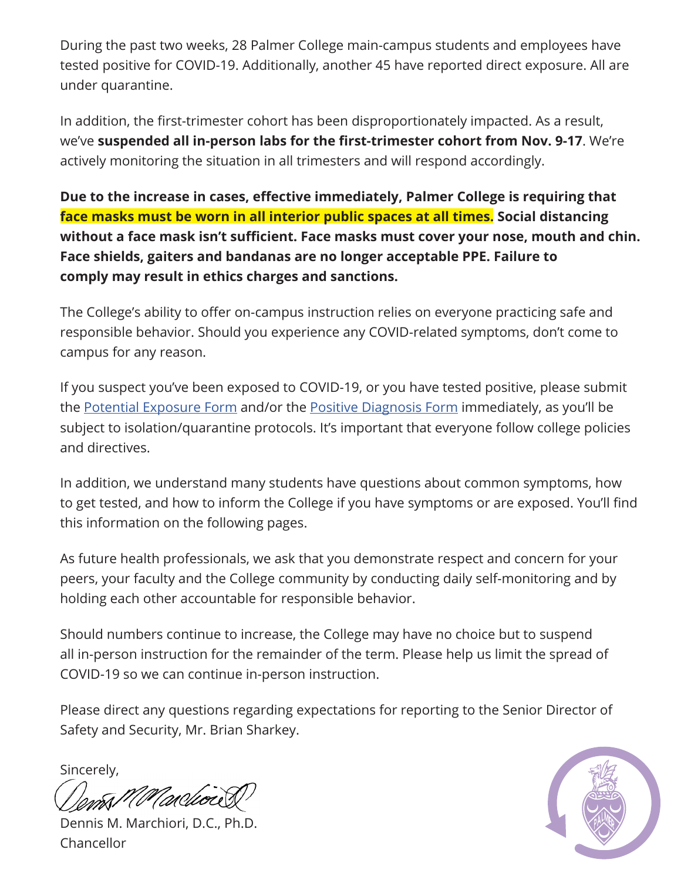During the past two weeks, 28 Palmer College main-campus students and employees have tested positive for COVID-19. Additionally, another 45 have reported direct exposure. All are under quarantine.

In addition, the first-trimester cohort has been disproportionately impacted. As a result, we've **suspended all in-person labs for the first-trimester cohort from Nov. 9-17**. We're actively monitoring the situation in all trimesters and will respond accordingly.

**Due to the increase in cases, effective immediately, Palmer College is requiring that face masks must be worn in all interior public spaces at all times. Social distancing without a face mask isn't sufficient. Face masks must cover your nose, mouth and chin. Face shields, gaiters and bandanas are no longer acceptable PPE. Failure to comply may result in ethics charges and sanctions.**

The College's ability to offer on-campus instruction relies on everyone practicing safe and responsible behavior. Should you experience any COVID-related symptoms, don't come to campus for any reason.

If you suspect you've been exposed to COVID-19, or you have tested positive, please submit the Potential Exposure Form and/or the Positive Diagnosis Form immediately, as you'll be subject to isolation/quarantine protocols. It's important that everyone follow college policies and directives.

In addition, we understand many students have questions about common symptoms, how to get tested, and how to inform the College if you have symptoms or are exposed. You'll find this information on the following pages.

As future health professionals, we ask that you demonstrate respect and concern for your peers, your faculty and the College community by conducting daily self-monitoring and by holding each other accountable for responsible behavior.

Should numbers continue to increase, the College may have no choice but to suspend all in-person instruction for the remainder of the term. Please help us limit the spread of COVID-19 so we can continue in-person instruction.

Please direct any questions regarding expectations for reporting to the Senior Director of Safety and Security, Mr. Brian Sharkey.

Sincerely,

Dennis M. Marchiori, D.C., Ph.D.
Chancellor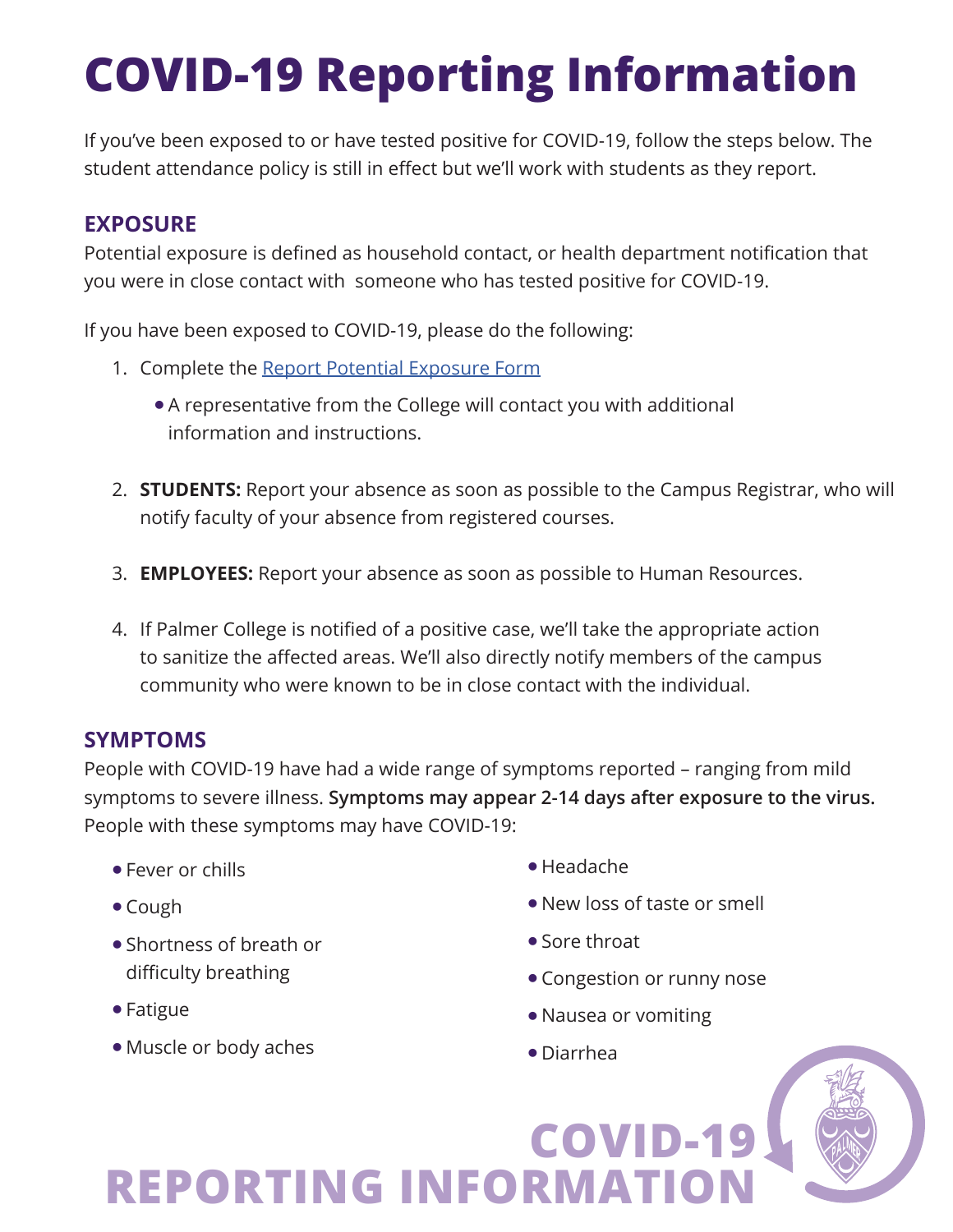# COVID-19 Reporting Information

If you've been exposed to or have tested positive for COVID-19, follow the steps below. The student attendance policy is still in effect but we'll work with students as they report.

## EXPOSURE

Potential exposure is defined as household contact, or health department notification that you were in close contact with someone who has tested positive for COVID-19.

If you have been exposed to COVID-19, please do the following:

1. Complete the [Report Potential Exposure Form]
   - A representative from the College will contact you with additional information and instructions.
2. **STUDENTS:** Report your absence as soon as possible to the Campus Registrar, who will notify faculty of your absence from registered courses.
3. **EMPLOYEES:** Report your absence as soon as possible to Human Resources.
4. If Palmer College is notified of a positive case, we'll take the appropriate action to sanitize the affected areas. We'll also directly notify members of the campus community who were known to be in close contact with the individual.

## SYMPTOMS

People with COVID-19 have had a wide range of symptoms reported – ranging from mild symptoms to severe illness. **Symptoms may appear 2-14 days after exposure to the virus.** People with these symptoms may have COVID-19:

- Fever or chills
- Cough
- Shortness of breath or difficulty breathing
- Fatigue
- Muscle or body aches
- Headache
- New loss of taste or smell
- Sore throat
- Congestion or runny nose
- Nausea or vomiting
- Diarrhea

COVID-19 REPORTING INFORMATION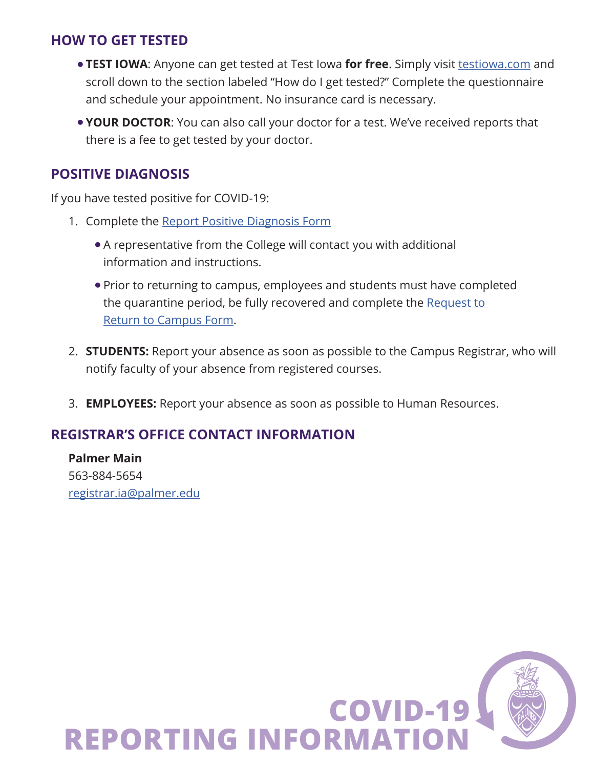## HOW TO GET TESTED

- **TEST IOWA**: Anyone can get tested at Test Iowa **for free**. Simply visit testiowa.com and scroll down to the section labeled "How do I get tested?" Complete the questionnaire and schedule your appointment. No insurance card is necessary.
- **YOUR DOCTOR**: You can also call your doctor for a test. We've received reports that there is a fee to get tested by your doctor.

## POSITIVE DIAGNOSIS

If you have tested positive for COVID-19:

1. Complete the Report Positive Diagnosis Form
   - A representative from the College will contact you with additional information and instructions.
   - Prior to returning to campus, employees and students must have completed the quarantine period, be fully recovered and complete the Request to Return to Campus Form.
2. **STUDENTS:** Report your absence as soon as possible to the Campus Registrar, who will notify faculty of your absence from registered courses.
3. **EMPLOYEES:** Report your absence as soon as possible to Human Resources.

## REGISTRAR'S OFFICE CONTACT INFORMATION

**Palmer Main**
563-884-5654
registrar.ia@palmer.edu

# COVID-19 REPORTING INFORMATION